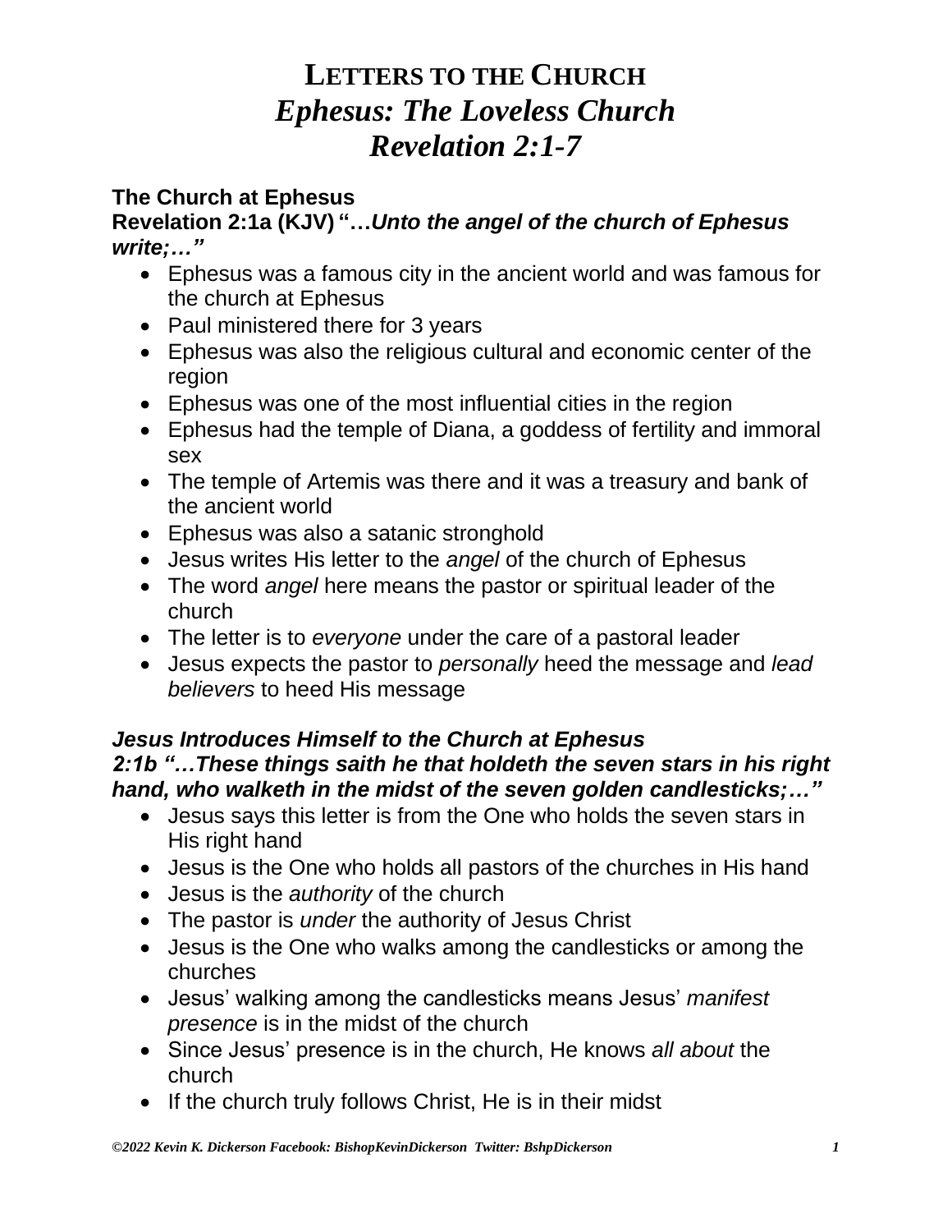# LETTERS TO THE CHURCH
## *Ephesus: The Loveless Church*
## *Revelation 2:1-7*

**The Church at Ephesus**

**Revelation 2:1a (KJV) "…*Unto the angel of the church of Ephesus write;…"***

- Ephesus was a famous city in the ancient world and was famous for the church at Ephesus
- Paul ministered there for 3 years
- Ephesus was also the religious cultural and economic center of the region
- Ephesus was one of the most influential cities in the region
- Ephesus had the temple of Diana, a goddess of fertility and immoral sex
- The temple of Artemis was there and it was a treasury and bank of the ancient world
- Ephesus was also a satanic stronghold
- Jesus writes His letter to the *angel* of the church of Ephesus
- The word *angel* here means the pastor or spiritual leader of the church
- The letter is to *everyone* under the care of a pastoral leader
- Jesus expects the pastor to *personally* heed the message and *lead believers* to heed His message

***Jesus Introduces Himself to the Church at Ephesus***

***2:1b "…These things saith he that holdeth the seven stars in his right hand, who walketh in the midst of the seven golden candlesticks;…"***

- Jesus says this letter is from the One who holds the seven stars in His right hand
- Jesus is the One who holds all pastors of the churches in His hand
- Jesus is the *authority* of the church
- The pastor is *under* the authority of Jesus Christ
- Jesus is the One who walks among the candlesticks or among the churches
- Jesus' walking among the candlesticks means Jesus' *manifest presence* is in the midst of the church
- Since Jesus' presence is in the church, He knows *all about* the church
- If the church truly follows Christ, He is in their midst

*©2022 Kevin K. Dickerson Facebook: BishopKevinDickerson Twitter: BshpDickerson*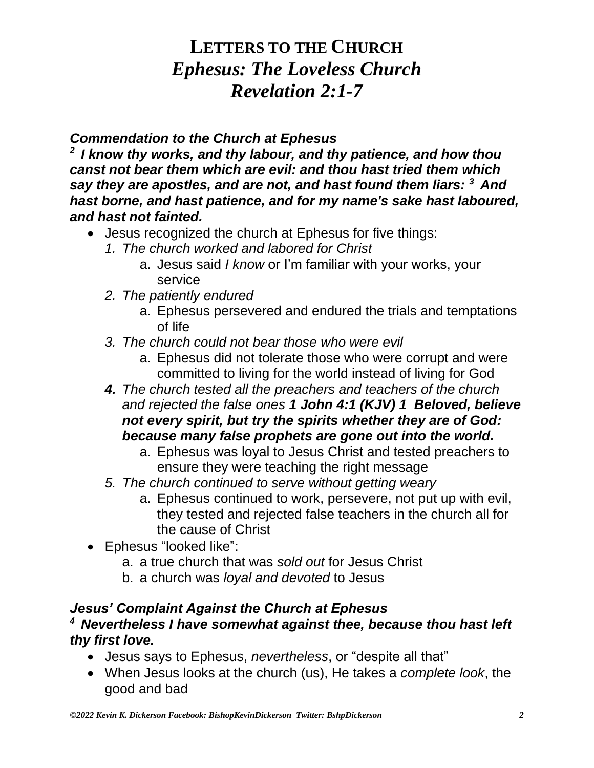# LETTERS TO THE CHURCH
## *Ephesus: The Loveless Church*
## *Revelation 2:1-7*

***Commendation to the Church at Ephesus***

***[2] I know thy works, and thy labour, and thy patience, and how thou canst not bear them which are evil: and thou hast tried them which say they are apostles, and are not, and hast found them liars: [3] And hast borne, and hast patience, and for my name's sake hast laboured, and hast not fainted.***

- Jesus recognized the church at Ephesus for five things:
  1. *The church worked and labored for Christ*
     a. Jesus said *I know* or I'm familiar with your works, your service
  2. *The patiently endured*
     a. Ephesus persevered and endured the trials and temptations of life
  3. *The church could not bear those who were evil*
     a. Ephesus did not tolerate those who were corrupt and were committed to living for the world instead of living for God
  4. *The church tested all the preachers and teachers of the church and rejected the false ones* ***1 John 4:1 (KJV) 1 Beloved, believe not every spirit, but try the spirits whether they are of God: because many false prophets are gone out into the world.***
     a. Ephesus was loyal to Jesus Christ and tested preachers to ensure they were teaching the right message
  5. *The church continued to serve without getting weary*
     a. Ephesus continued to work, persevere, not put up with evil, they tested and rejected false teachers in the church all for the cause of Christ
- Ephesus "looked like":
  a. a true church that was *sold out* for Jesus Christ
  b. a church was *loyal and devoted* to Jesus

***Jesus' Complaint Against the Church at Ephesus***

***[4] Nevertheless I have somewhat against thee, because thou hast left thy first love.***

- Jesus says to Ephesus, *nevertheless*, or "despite all that"
- When Jesus looks at the church (us), He takes a *complete look*, the good and bad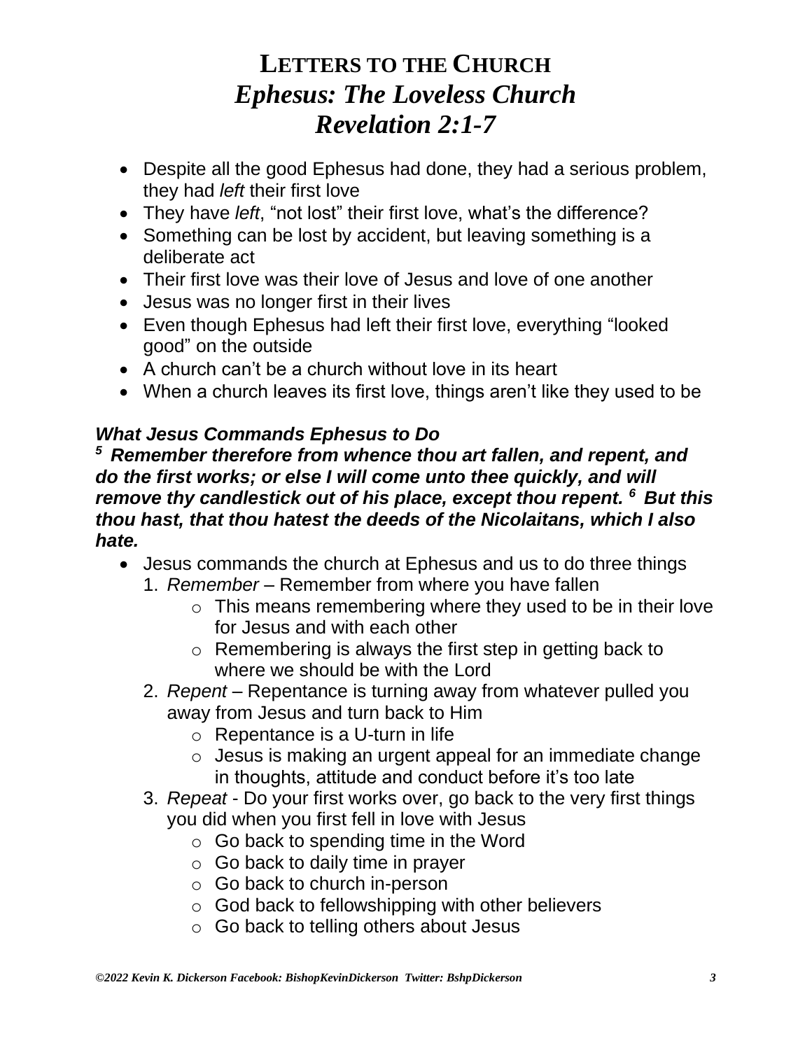# LETTERS TO THE CHURCH
## *Ephesus: The Loveless Church*
## *Revelation 2:1-7*

- Despite all the good Ephesus had done, they had a serious problem, they had *left* their first love
- They have *left*, "not lost" their first love, what's the difference?
- Something can be lost by accident, but leaving something is a deliberate act
- Their first love was their love of Jesus and love of one another
- Jesus was no longer first in their lives
- Even though Ephesus had left their first love, everything "looked good" on the outside
- A church can't be a church without love in its heart
- When a church leaves its first love, things aren't like they used to be

***What Jesus Commands Ephesus to Do***

***[5] Remember therefore from whence thou art fallen, and repent, and do the first works; or else I will come unto thee quickly, and will remove thy candlestick out of his place, except thou repent. [6] But this thou hast, that thou hatest the deeds of the Nicolaitans, which I also hate.***

- Jesus commands the church at Ephesus and us to do three things
  1. *Remember* – Remember from where you have fallen
     - This means remembering where they used to be in their love for Jesus and with each other
     - Remembering is always the first step in getting back to where we should be with the Lord
  2. *Repent* – Repentance is turning away from whatever pulled you away from Jesus and turn back to Him
     - Repentance is a U-turn in life
     - Jesus is making an urgent appeal for an immediate change in thoughts, attitude and conduct before it's too late
  3. *Repeat* - Do your first works over, go back to the very first things you did when you first fell in love with Jesus
     - Go back to spending time in the Word
     - Go back to daily time in prayer
     - Go back to church in-person
     - God back to fellowshipping with other believers
     - Go back to telling others about Jesus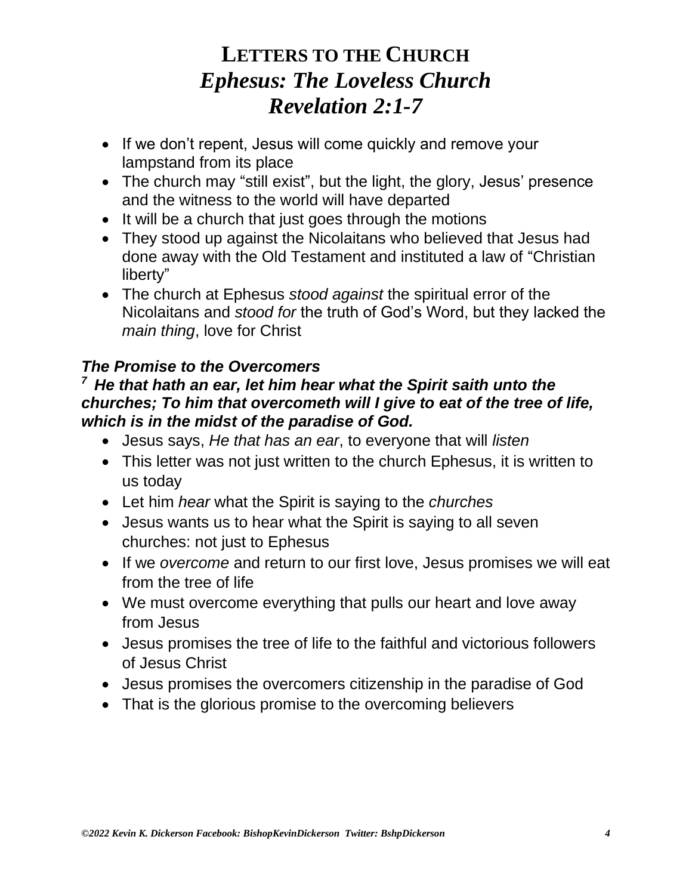# LETTERS TO THE CHURCH
## *Ephesus: The Loveless Church*
## *Revelation 2:1-7*

- If we don't repent, Jesus will come quickly and remove your lampstand from its place
- The church may "still exist", but the light, the glory, Jesus' presence and the witness to the world will have departed
- It will be a church that just goes through the motions
- They stood up against the Nicolaitans who believed that Jesus had done away with the Old Testament and instituted a law of "Christian liberty"
- The church at Ephesus *stood against* the spiritual error of the Nicolaitans and *stood for* the truth of God's Word, but they lacked the *main thing*, love for Christ

***The Promise to the Overcomers***

***[7] He that hath an ear, let him hear what the Spirit saith unto the churches; To him that overcometh will I give to eat of the tree of life, which is in the midst of the paradise of God.***

- Jesus says, *He that has an ear*, to everyone that will *listen*
- This letter was not just written to the church Ephesus, it is written to us today
- Let him *hear* what the Spirit is saying to the *churches*
- Jesus wants us to hear what the Spirit is saying to all seven churches: not just to Ephesus
- If we *overcome* and return to our first love, Jesus promises we will eat from the tree of life
- We must overcome everything that pulls our heart and love away from Jesus
- Jesus promises the tree of life to the faithful and victorious followers of Jesus Christ
- Jesus promises the overcomers citizenship in the paradise of God
- That is the glorious promise to the overcoming believers